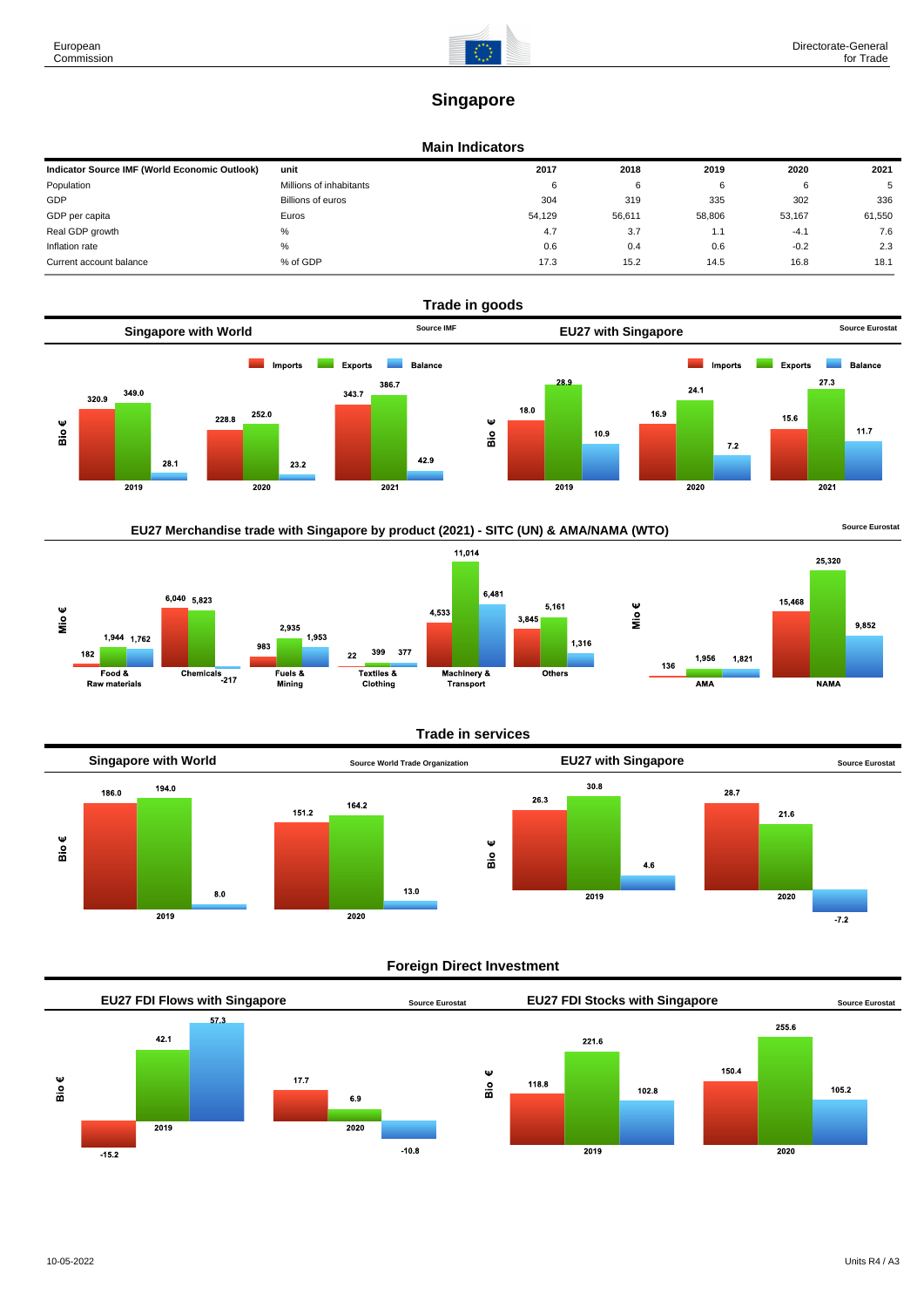European Commission

Directorate-General for Trade

# Singapore

## Main Indicators

| Indicator Source IMF (World Economic Outlook) | unit | 2017 | 2018 | 2019 | 2020 | 2021 |
|---|---|---|---|---|---|---|
| Population | Millions of inhabitants | 6 | 6 | 6 | 6 | 5 |
| GDP | Billions of euros | 304 | 319 | 335 | 302 | 336 |
| GDP per capita | Euros | 54,129 | 56,611 | 58,806 | 53,167 | 61,550 |
| Real GDP growth | % | 4.7 | 3.7 | 1.1 | -4.1 | 7.6 |
| Inflation rate | % | 0.6 | 0.4 | 0.6 | -0.2 | 2.3 |
| Current account balance | % of GDP | 17.3 | 15.2 | 14.5 | 16.8 | 18.1 |

## Trade in goods

### Singapore with World

Source IMF

Bio €

| | Imports | Exports | Balance |
|---|---|---|---|
| 2019 | 320.9 | 349.0 | 28.1 |
| 2020 | 228.8 | 252.0 | 23.2 |
| 2021 | 343.7 | 386.7 | 42.9 |

### EU27 with Singapore

Source Eurostat

Bio €

| | Imports | Exports | Balance |
|---|---|---|---|
| 2019 | 18.0 | 28.9 | 10.9 |
| 2020 | 16.9 | 24.1 | 7.2 |
| 2021 | 15.6 | 27.3 | 11.7 |

### EU27 Merchandise trade with Singapore by product (2021) - SITC (UN) & AMA/NAMA (WTO)

Source Eurostat

Mio €

| | Imports | Exports | Balance |
|---|---|---|---|
| Food & Raw materials | 182 | 1,944 | 1,762 |
| Chemicals | 6,040 | 5,823 | -217 |
| Fuels & Mining | 983 | 2,935 | 1,953 |
| Textiles & Clothing | 22 | 399 | 377 |
| Machinery & Transport | 4,533 | 11,014 | 6,481 |
| Others | 3,845 | 5,161 | 1,316 |

Mio €

| | Imports | Exports | Balance |
|---|---|---|---|
| AMA | 136 | 1,956 | 1,821 |
| NAMA | 15,468 | 25,320 | 9,852 |

## Trade in services

### Singapore with World

Source World Trade Organization

Bio €

| | Imports | Exports | Balance |
|---|---|---|---|
| 2019 | 186.0 | 194.0 | 8.0 |
| 2020 | 151.2 | 164.2 | 13.0 |

### EU27 with Singapore

Source Eurostat

Bio €

| | Imports | Exports | Balance |
|---|---|---|---|
| 2019 | 26.3 | 30.8 | 4.6 |
| 2020 | 28.7 | 21.6 | -7.2 |

## Foreign Direct Investment

### EU27 FDI Flows with Singapore

Source Eurostat

Bio €

| | Inward | Outward | Balance |
|---|---|---|---|
| 2019 | -15.2 | 42.1 | 57.3 |
| 2020 | 17.7 | 6.9 | -10.8 |

### EU27 FDI Stocks with Singapore

Source Eurostat

Bio €

| | Inward | Outward | Balance |
|---|---|---|---|
| 2019 | 118.8 | 221.6 | 102.8 |
| 2020 | 150.4 | 255.6 | 105.2 |

10-05-2022

Units R4 / A3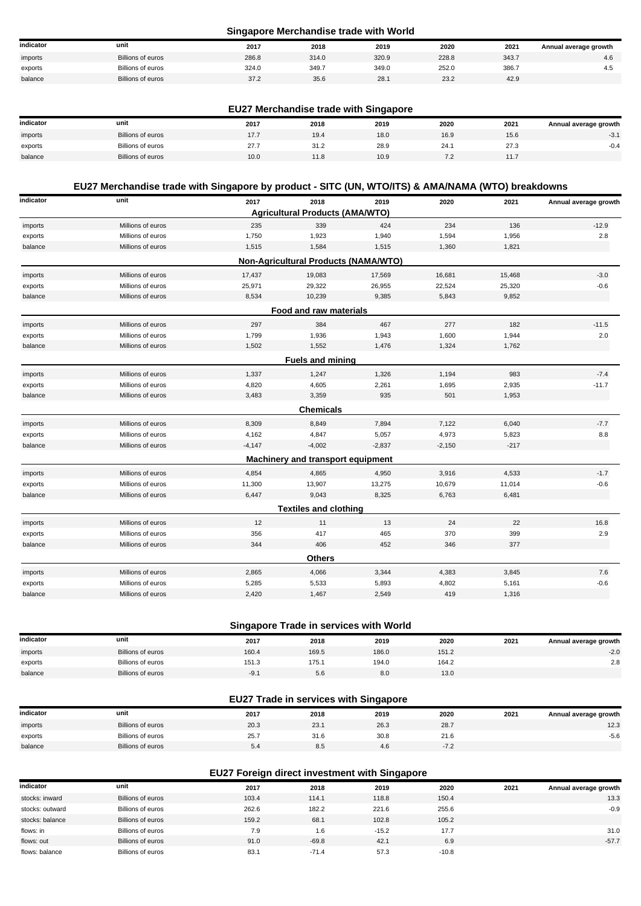## Singapore Merchandise trade with World

| indicator | unit | 2017 | 2018 | 2019 | 2020 | 2021 | Annual average growth |
|---|---|---|---|---|---|---|---|
| imports | Billions of euros | 286.8 | 314.0 | 320.9 | 228.8 | 343.7 | 4.6 |
| exports | Billions of euros | 324.0 | 349.7 | 349.0 | 252.0 | 386.7 | 4.5 |
| balance | Billions of euros | 37.2 | 35.6 | 28.1 | 23.2 | 42.9 | |

## EU27 Merchandise trade with Singapore

| indicator | unit | 2017 | 2018 | 2019 | 2020 | 2021 | Annual average growth |
|---|---|---|---|---|---|---|---|
| imports | Billions of euros | 17.7 | 19.4 | 18.0 | 16.9 | 15.6 | -3.1 |
| exports | Billions of euros | 27.7 | 31.2 | 28.9 | 24.1 | 27.3 | -0.4 |
| balance | Billions of euros | 10.0 | 11.8 | 10.9 | 7.2 | 11.7 | |

## EU27 Merchandise trade with Singapore by product - SITC (UN, WTO/ITS) & AMA/NAMA (WTO) breakdowns

| indicator | unit | 2017 | 2018 | 2019 | 2020 | 2021 | Annual average growth |
|---|---|---|---|---|---|---|---|
| | | | **Agricultural Products (AMA/WTO)** | | | | |
| imports | Millions of euros | 235 | 339 | 424 | 234 | 136 | -12.9 |
| exports | Millions of euros | 1,750 | 1,923 | 1,940 | 1,594 | 1,956 | 2.8 |
| balance | Millions of euros | 1,515 | 1,584 | 1,515 | 1,360 | 1,821 | |
| | | | **Non-Agricultural Products (NAMA/WTO)** | | | | |
| imports | Millions of euros | 17,437 | 19,083 | 17,569 | 16,681 | 15,468 | -3.0 |
| exports | Millions of euros | 25,971 | 29,322 | 26,955 | 22,524 | 25,320 | -0.6 |
| balance | Millions of euros | 8,534 | 10,239 | 9,385 | 5,843 | 9,852 | |
| | | | **Food and raw materials** | | | | |
| imports | Millions of euros | 297 | 384 | 467 | 277 | 182 | -11.5 |
| exports | Millions of euros | 1,799 | 1,936 | 1,943 | 1,600 | 1,944 | 2.0 |
| balance | Millions of euros | 1,502 | 1,552 | 1,476 | 1,324 | 1,762 | |
| | | | **Fuels and mining** | | | | |
| imports | Millions of euros | 1,337 | 1,247 | 1,326 | 1,194 | 983 | -7.4 |
| exports | Millions of euros | 4,820 | 4,605 | 2,261 | 1,695 | 2,935 | -11.7 |
| balance | Millions of euros | 3,483 | 3,359 | 935 | 501 | 1,953 | |
| | | | **Chemicals** | | | | |
| imports | Millions of euros | 8,309 | 8,849 | 7,894 | 7,122 | 6,040 | -7.7 |
| exports | Millions of euros | 4,162 | 4,847 | 5,057 | 4,973 | 5,823 | 8.8 |
| balance | Millions of euros | -4,147 | -4,002 | -2,837 | -2,150 | -217 | |
| | | | **Machinery and transport equipment** | | | | |
| imports | Millions of euros | 4,854 | 4,865 | 4,950 | 3,916 | 4,533 | -1.7 |
| exports | Millions of euros | 11,300 | 13,907 | 13,275 | 10,679 | 11,014 | -0.6 |
| balance | Millions of euros | 6,447 | 9,043 | 8,325 | 6,763 | 6,481 | |
| | | | **Textiles and clothing** | | | | |
| imports | Millions of euros | 12 | 11 | 13 | 24 | 22 | 16.8 |
| exports | Millions of euros | 356 | 417 | 465 | 370 | 399 | 2.9 |
| balance | Millions of euros | 344 | 406 | 452 | 346 | 377 | |
| | | | **Others** | | | | |
| imports | Millions of euros | 2,865 | 4,066 | 3,344 | 4,383 | 3,845 | 7.6 |
| exports | Millions of euros | 5,285 | 5,533 | 5,893 | 4,802 | 5,161 | -0.6 |
| balance | Millions of euros | 2,420 | 1,467 | 2,549 | 419 | 1,316 | |

## Singapore Trade in services with World

| indicator | unit | 2017 | 2018 | 2019 | 2020 | 2021 | Annual average growth |
|---|---|---|---|---|---|---|---|
| imports | Billions of euros | 160.4 | 169.5 | 186.0 | 151.2 | | -2.0 |
| exports | Billions of euros | 151.3 | 175.1 | 194.0 | 164.2 | | 2.8 |
| balance | Billions of euros | -9.1 | 5.6 | 8.0 | 13.0 | | |

## EU27 Trade in services with Singapore

| indicator | unit | 2017 | 2018 | 2019 | 2020 | 2021 | Annual average growth |
|---|---|---|---|---|---|---|---|
| imports | Billions of euros | 20.3 | 23.1 | 26.3 | 28.7 | | 12.3 |
| exports | Billions of euros | 25.7 | 31.6 | 30.8 | 21.6 | | -5.6 |
| balance | Billions of euros | 5.4 | 8.5 | 4.6 | -7.2 | | |

## EU27 Foreign direct investment with Singapore

| indicator | unit | 2017 | 2018 | 2019 | 2020 | 2021 | Annual average growth |
|---|---|---|---|---|---|---|---|
| stocks: inward | Billions of euros | 103.4 | 114.1 | 118.8 | 150.4 | | 13.3 |
| stocks: outward | Billions of euros | 262.6 | 182.2 | 221.6 | 255.6 | | -0.9 |
| stocks: balance | Billions of euros | 159.2 | 68.1 | 102.8 | 105.2 | | |
| flows: in | Billions of euros | 7.9 | 1.6 | -15.2 | 17.7 | | 31.0 |
| flows: out | Billions of euros | 91.0 | -69.8 | 42.1 | 6.9 | | -57.7 |
| flows: balance | Billions of euros | 83.1 | -71.4 | 57.3 | -10.8 | | |